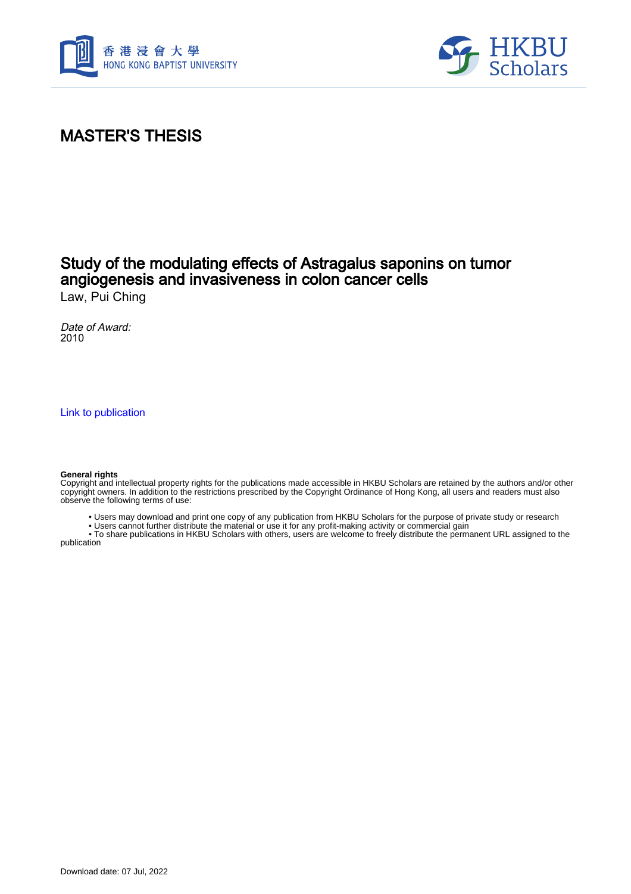# MASTER'S THESIS

## Study of the modulating effects of Astragalus saponins on tumor angiogenesis and invasiveness in colon cancer cells

Law, Pui Ching

*Date of Award:*
2010

Link to publication

**General rights**
Copyright and intellectual property rights for the publications made accessible in HKBU Scholars are retained by the authors and/or other copyright owners. In addition to the restrictions prescribed by the Copyright Ordinance of Hong Kong, all users and readers must also observe the following terms of use:

- Users may download and print one copy of any publication from HKBU Scholars for the purpose of private study or research
- Users cannot further distribute the material or use it for any profit-making activity or commercial gain
- To share publications in HKBU Scholars with others, users are welcome to freely distribute the permanent URL assigned to the publication

Download date: 07 Jul, 2022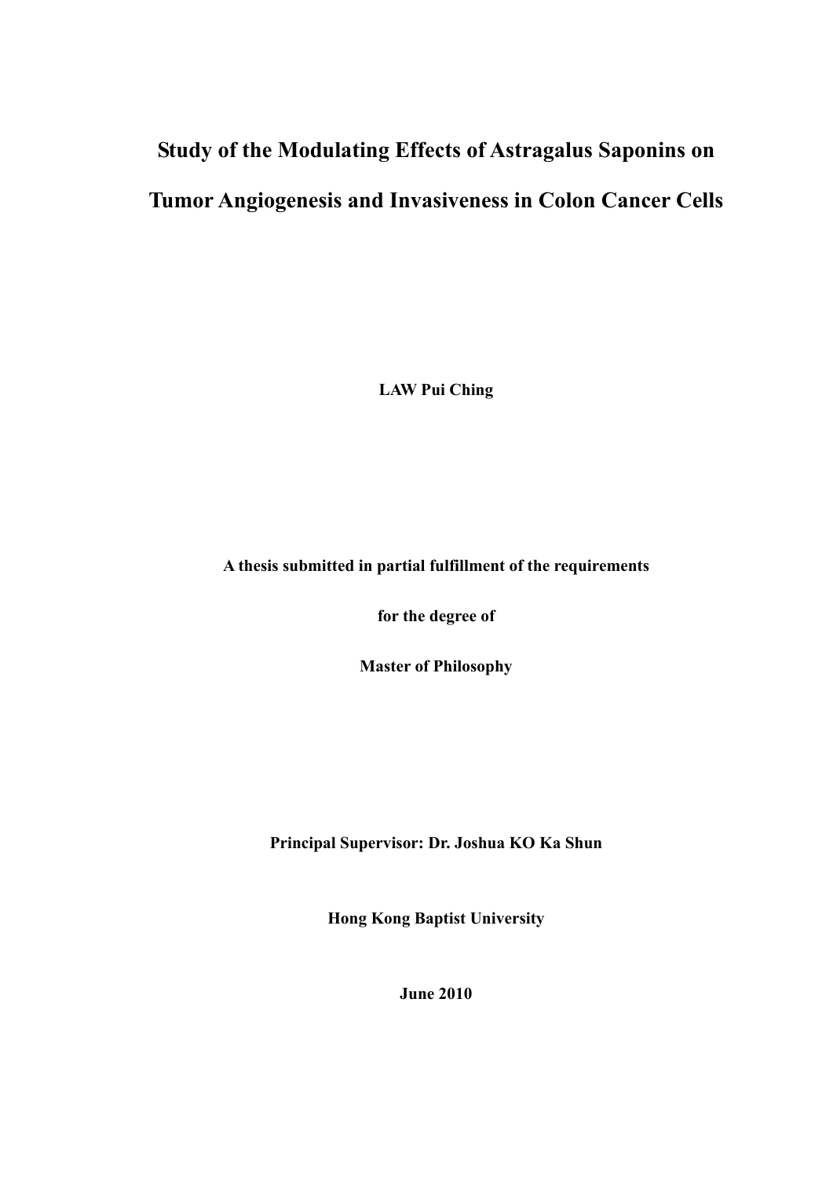# Study of the Modulating Effects of Astragalus Saponins on Tumor Angiogenesis and Invasiveness in Colon Cancer Cells

**LAW Pui Ching**

**A thesis submitted in partial fulfillment of the requirements**

**for the degree of**

**Master of Philosophy**

**Principal Supervisor: Dr. Joshua KO Ka Shun**

**Hong Kong Baptist University**

**June 2010**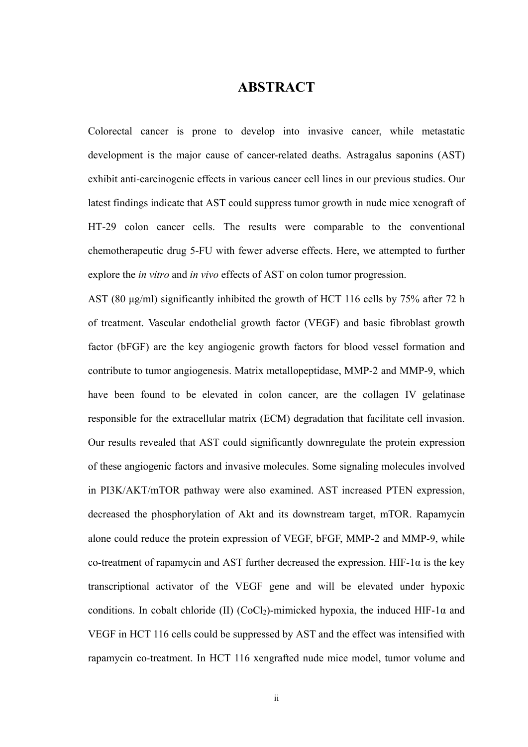# ABSTRACT

Colorectal cancer is prone to develop into invasive cancer, while metastatic development is the major cause of cancer-related deaths. Astragalus saponins (AST) exhibit anti-carcinogenic effects in various cancer cell lines in our previous studies. Our latest findings indicate that AST could suppress tumor growth in nude mice xenograft of HT-29 colon cancer cells. The results were comparable to the conventional chemotherapeutic drug 5-FU with fewer adverse effects. Here, we attempted to further explore the *in vitro* and *in vivo* effects of AST on colon tumor progression.

AST (80 μg/ml) significantly inhibited the growth of HCT 116 cells by 75% after 72 h of treatment. Vascular endothelial growth factor (VEGF) and basic fibroblast growth factor (bFGF) are the key angiogenic growth factors for blood vessel formation and contribute to tumor angiogenesis. Matrix metallopeptidase, MMP-2 and MMP-9, which have been found to be elevated in colon cancer, are the collagen IV gelatinase responsible for the extracellular matrix (ECM) degradation that facilitate cell invasion. Our results revealed that AST could significantly downregulate the protein expression of these angiogenic factors and invasive molecules. Some signaling molecules involved in PI3K/AKT/mTOR pathway were also examined. AST increased PTEN expression, decreased the phosphorylation of Akt and its downstream target, mTOR. Rapamycin alone could reduce the protein expression of VEGF, bFGF, MMP-2 and MMP-9, while co-treatment of rapamycin and AST further decreased the expression. HIF-1α is the key transcriptional activator of the VEGF gene and will be elevated under hypoxic conditions. In cobalt chloride (II) ($CoCl_2$)-mimicked hypoxia, the induced HIF-1α and VEGF in HCT 116 cells could be suppressed by AST and the effect was intensified with rapamycin co-treatment. In HCT 116 xengrafted nude mice model, tumor volume and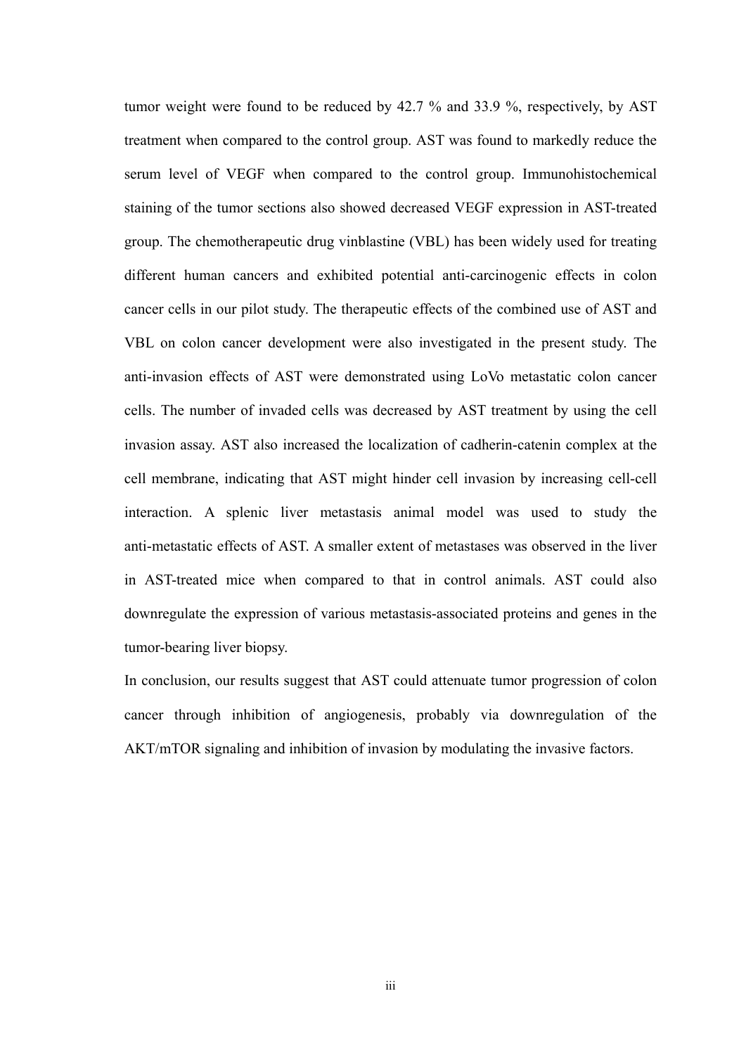tumor weight were found to be reduced by 42.7 % and 33.9 %, respectively, by AST treatment when compared to the control group. AST was found to markedly reduce the serum level of VEGF when compared to the control group. Immunohistochemical staining of the tumor sections also showed decreased VEGF expression in AST-treated group. The chemotherapeutic drug vinblastine (VBL) has been widely used for treating different human cancers and exhibited potential anti-carcinogenic effects in colon cancer cells in our pilot study. The therapeutic effects of the combined use of AST and VBL on colon cancer development were also investigated in the present study. The anti-invasion effects of AST were demonstrated using LoVo metastatic colon cancer cells. The number of invaded cells was decreased by AST treatment by using the cell invasion assay. AST also increased the localization of cadherin-catenin complex at the cell membrane, indicating that AST might hinder cell invasion by increasing cell-cell interaction. A splenic liver metastasis animal model was used to study the anti-metastatic effects of AST. A smaller extent of metastases was observed in the liver in AST-treated mice when compared to that in control animals. AST could also downregulate the expression of various metastasis-associated proteins and genes in the tumor-bearing liver biopsy.

In conclusion, our results suggest that AST could attenuate tumor progression of colon cancer through inhibition of angiogenesis, probably via downregulation of the AKT/mTOR signaling and inhibition of invasion by modulating the invasive factors.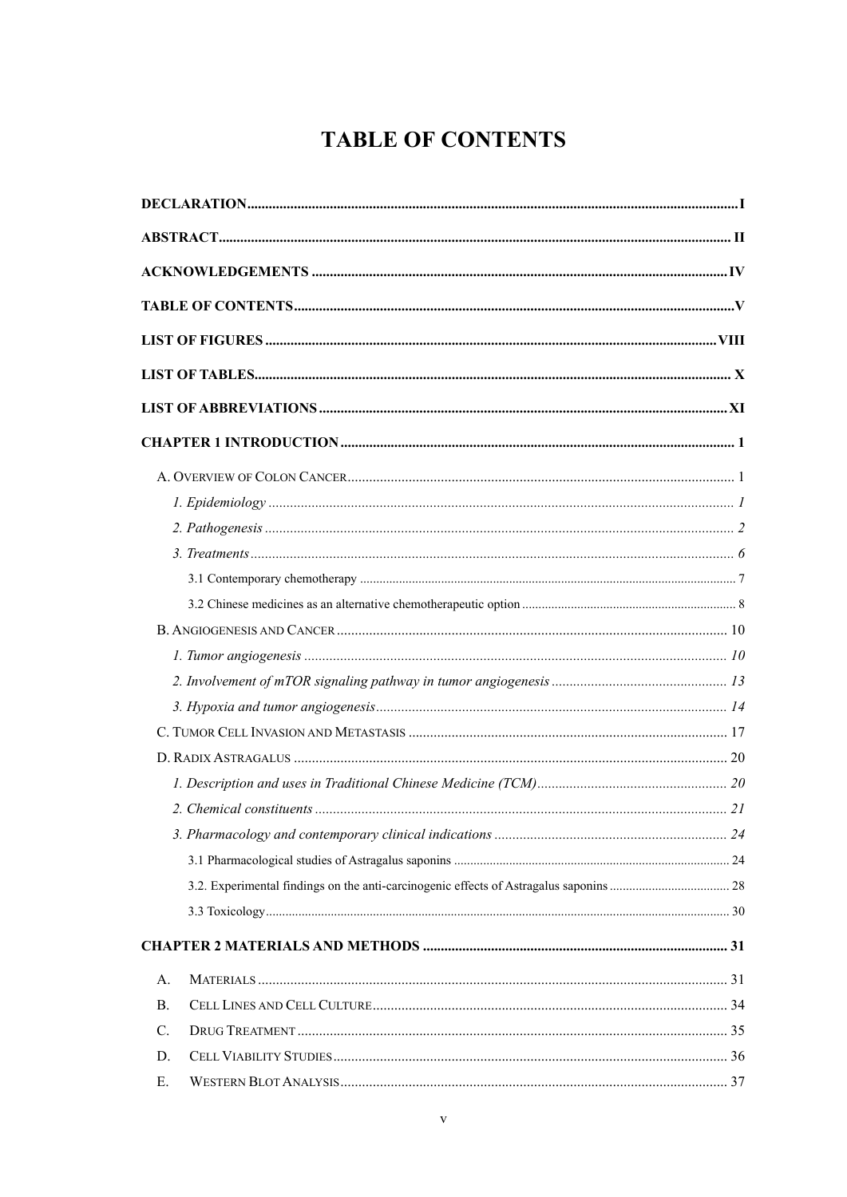# TABLE OF CONTENTS

**DECLARATION** .......... I

**ABSTRACT** .......... II

**ACKNOWLEDGEMENTS** .......... IV

**TABLE OF CONTENTS** .......... V

**LIST OF FIGURES** .......... VIII

**LIST OF TABLES** .......... X

**LIST OF ABBREVIATIONS** .......... XI

**CHAPTER 1 INTRODUCTION** .......... 1

A. OVERVIEW OF COLON CANCER .......... 1

*1. Epidemiology* .......... *1*

*2. Pathogenesis* .......... *2*

*3. Treatments* .......... *6*

3.1 Contemporary chemotherapy .......... 7

3.2 Chinese medicines as an alternative chemotherapeutic option .......... 8

B. ANGIOGENESIS AND CANCER .......... 10

*1. Tumor angiogenesis* .......... *10*

*2. Involvement of mTOR signaling pathway in tumor angiogenesis* .......... *13*

*3. Hypoxia and tumor angiogenesis* .......... *14*

C. TUMOR CELL INVASION AND METASTASIS .......... 17

D. RADIX ASTRAGALUS .......... 20

*1. Description and uses in Traditional Chinese Medicine (TCM)* .......... *20*

*2. Chemical constituents* .......... *21*

*3. Pharmacology and contemporary clinical indications* .......... *24*

3.1 Pharmacological studies of Astragalus saponins .......... 24

3.2. Experimental findings on the anti-carcinogenic effects of Astragalus saponins .......... 28

3.3 Toxicology .......... 30

**CHAPTER 2 MATERIALS AND METHODS** .......... 31

A. MATERIALS .......... 31

B. CELL LINES AND CELL CULTURE .......... 34

C. DRUG TREATMENT .......... 35

D. CELL VIABILITY STUDIES .......... 36

E. WESTERN BLOT ANALYSIS .......... 37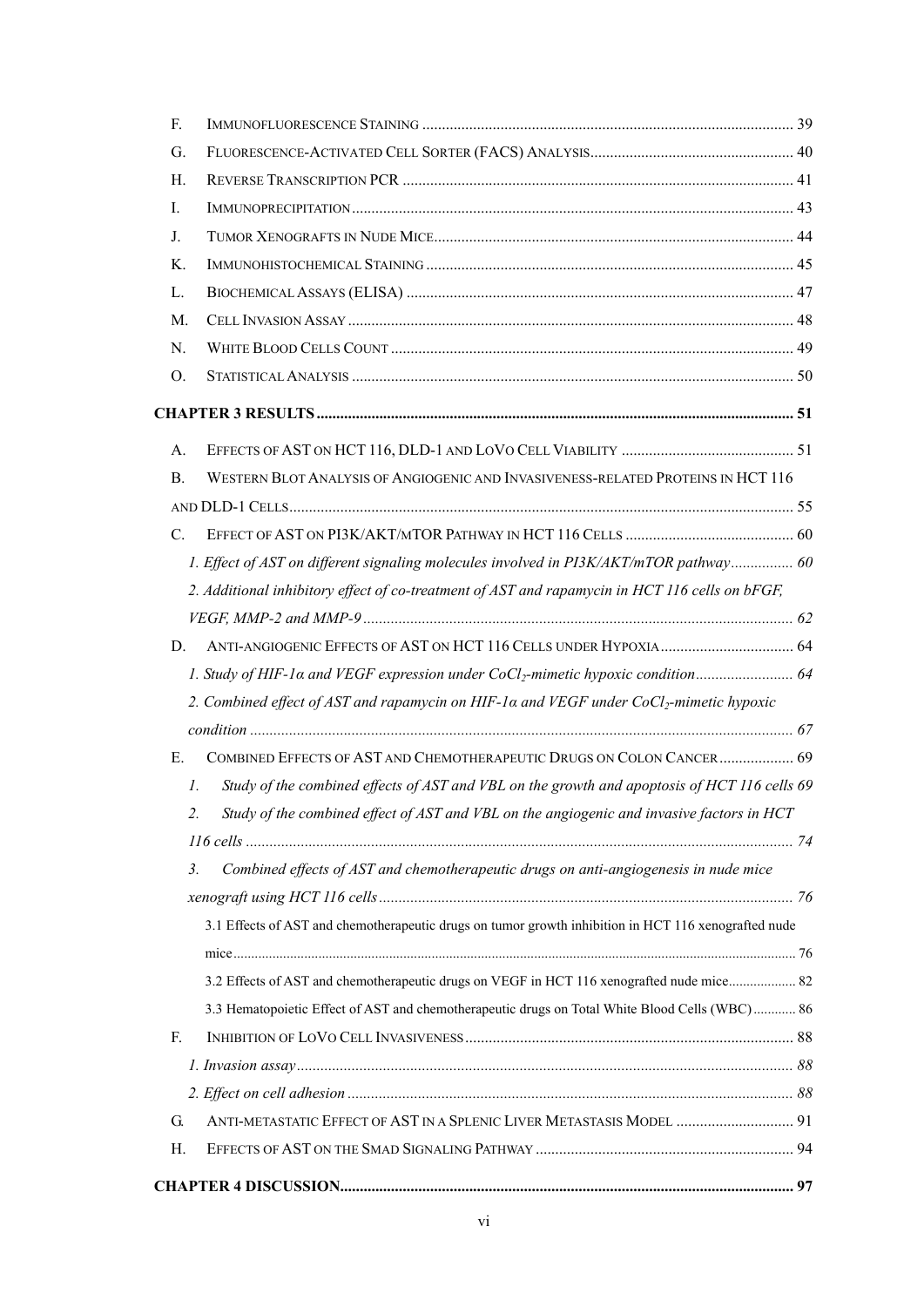F. IMMUNOFLUORESCENCE STAINING ..... 39

G. FLUORESCENCE-ACTIVATED CELL SORTER (FACS) ANALYSIS ..... 40

H. REVERSE TRANSCRIPTION PCR ..... 41

I. IMMUNOPRECIPITATION ..... 43

J. TUMOR XENOGRAFTS IN NUDE MICE ..... 44

K. IMMUNOHISTOCHEMICAL STAINING ..... 45

L. BIOCHEMICAL ASSAYS (ELISA) ..... 47

M. CELL INVASION ASSAY ..... 48

N. WHITE BLOOD CELLS COUNT ..... 49

O. STATISTICAL ANALYSIS ..... 50

**CHAPTER 3 RESULTS ..... 51**

A. EFFECTS OF AST ON HCT 116, DLD-1 AND LOVO CELL VIABILITY ..... 51

B. WESTERN BLOT ANALYSIS OF ANGIOGENIC AND INVASIVENESS-RELATED PROTEINS IN HCT 116 AND DLD-1 CELLS ..... 55

C. EFFECT OF AST ON PI3K/AKT/MTOR PATHWAY IN HCT 116 CELLS ..... 60

*1. Effect of AST on different signaling molecules involved in PI3K/AKT/mTOR pathway ..... 60*

*2. Additional inhibitory effect of co-treatment of AST and rapamycin in HCT 116 cells on bFGF, VEGF, MMP-2 and MMP-9 ..... 62*

D. ANTI-ANGIOGENIC EFFECTS OF AST ON HCT 116 CELLS UNDER HYPOXIA ..... 64

*1. Study of HIF-1α and VEGF expression under $CoCl_2$-mimetic hypoxic condition ..... 64*

*2. Combined effect of AST and rapamycin on HIF-1α and VEGF under $CoCl_2$-mimetic hypoxic condition ..... 67*

E. COMBINED EFFECTS OF AST AND CHEMOTHERAPEUTIC DRUGS ON COLON CANCER ..... 69

*1. Study of the combined effects of AST and VBL on the growth and apoptosis of HCT 116 cells ..... 69*

*2. Study of the combined effect of AST and VBL on the angiogenic and invasive factors in HCT 116 cells ..... 74*

*3. Combined effects of AST and chemotherapeutic drugs on anti-angiogenesis in nude mice xenograft using HCT 116 cells ..... 76*

3.1 Effects of AST and chemotherapeutic drugs on tumor growth inhibition in HCT 116 xenografted nude mice ..... 76

3.2 Effects of AST and chemotherapeutic drugs on VEGF in HCT 116 xenografted nude mice ..... 82

3.3 Hematopoietic Effect of AST and chemotherapeutic drugs on Total White Blood Cells (WBC) ..... 86

F. INHIBITION OF LOVO CELL INVASIVENESS ..... 88

*1. Invasion assay ..... 88*

*2. Effect on cell adhesion ..... 88*

G. ANTI-METASTATIC EFFECT OF AST IN A SPLENIC LIVER METASTASIS MODEL ..... 91

H. EFFECTS OF AST ON THE SMAD SIGNALING PATHWAY ..... 94

**CHAPTER 4 DISCUSSION ..... 97**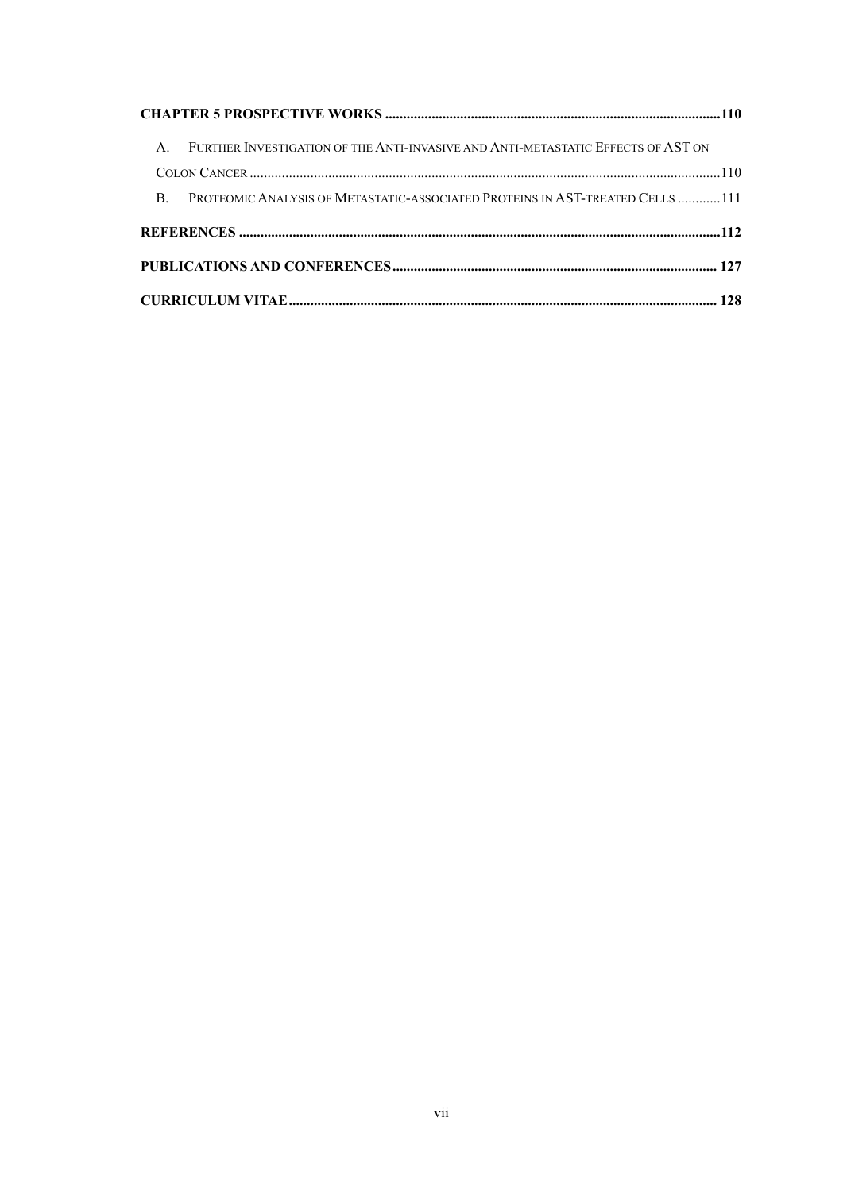**CHAPTER 5 PROSPECTIVE WORKS ............................................................................................110**

A. FURTHER INVESTIGATION OF THE ANTI-INVASIVE AND ANTI-METASTATIC EFFECTS OF AST ON COLON CANCER ..................................................................................................................................110

B. PROTEOMIC ANALYSIS OF METASTATIC-ASSOCIATED PROTEINS IN AST-TREATED CELLS ............111

**REFERENCES .....................................................................................................................................112**

**PUBLICATIONS AND CONFERENCES.......................................................................................... 127**

**CURRICULUM VITAE...................................................................................................................... 128**